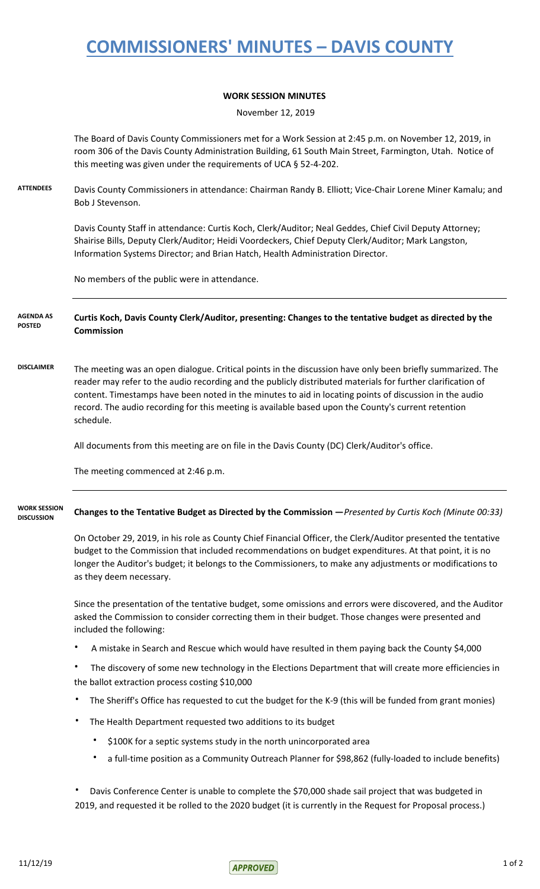# COMMISSIONERS' MINUTES – DAVIS COUNTY

## WORK SESSION MINUTES

November 12, 2019

The Board of Davis County Commissioners met for a Work Session at 2:45 p.m. on November 12, 2019, in room 306 of the Davis County Administration Building, 61 South Main Street, Farmington, Utah. Notice of this meeting was given under the requirements of UCA § 52-4-202.

**ATTENDEES**

Davis County Commissioners in attendance: Chairman Randy B. Elliott; Vice-Chair Lorene Miner Kamalu; and Bob J Stevenson.

Davis County Staff in attendance: Curtis Koch, Clerk/Auditor; Neal Geddes, Chief Civil Deputy Attorney; Shairise Bills, Deputy Clerk/Auditor; Heidi Voordeckers, Chief Deputy Clerk/Auditor; Mark Langston, Information Systems Director; and Brian Hatch, Health Administration Director.

No members of the public were in attendance.

**AGENDA AS POSTED**

**Curtis Koch, Davis County Clerk/Auditor, presenting: Changes to the tentative budget as directed by the Commission**

**DISCLAIMER**

The meeting was an open dialogue. Critical points in the discussion have only been briefly summarized. The reader may refer to the audio recording and the publicly distributed materials for further clarification of content. Timestamps have been noted in the minutes to aid in locating points of discussion in the audio record. The audio recording for this meeting is available based upon the County's current retention schedule.

All documents from this meeting are on file in the Davis County (DC) Clerk/Auditor's office.

The meeting commenced at 2:46 p.m.

**WORK SESSION DISCUSSION**

**Changes to the Tentative Budget as Directed by the Commission —***Presented by Curtis Koch (Minute 00:33)*

On October 29, 2019, in his role as County Chief Financial Officer, the Clerk/Auditor presented the tentative budget to the Commission that included recommendations on budget expenditures. At that point, it is no longer the Auditor's budget; it belongs to the Commissioners, to make any adjustments or modifications to as they deem necessary.

Since the presentation of the tentative budget, some omissions and errors were discovered, and the Auditor asked the Commission to consider correcting them in their budget. Those changes were presented and included the following:

- A mistake in Search and Rescue which would have resulted in them paying back the County $4,000
- The discovery of some new technology in the Elections Department that will create more efficiencies in the ballot extraction process costing $10,000
- The Sheriff's Office has requested to cut the budget for the K-9 (this will be funded from grant monies)
- The Health Department requested two additions to its budget
  - $100K for a septic systems study in the north unincorporated area
  - a full-time position as a Community Outreach Planner for $98,862 (fully-loaded to include benefits)
- Davis Conference Center is unable to complete the $70,000 shade sail project that was budgeted in 2019, and requested it be rolled to the 2020 budget (it is currently in the Request for Proposal process.)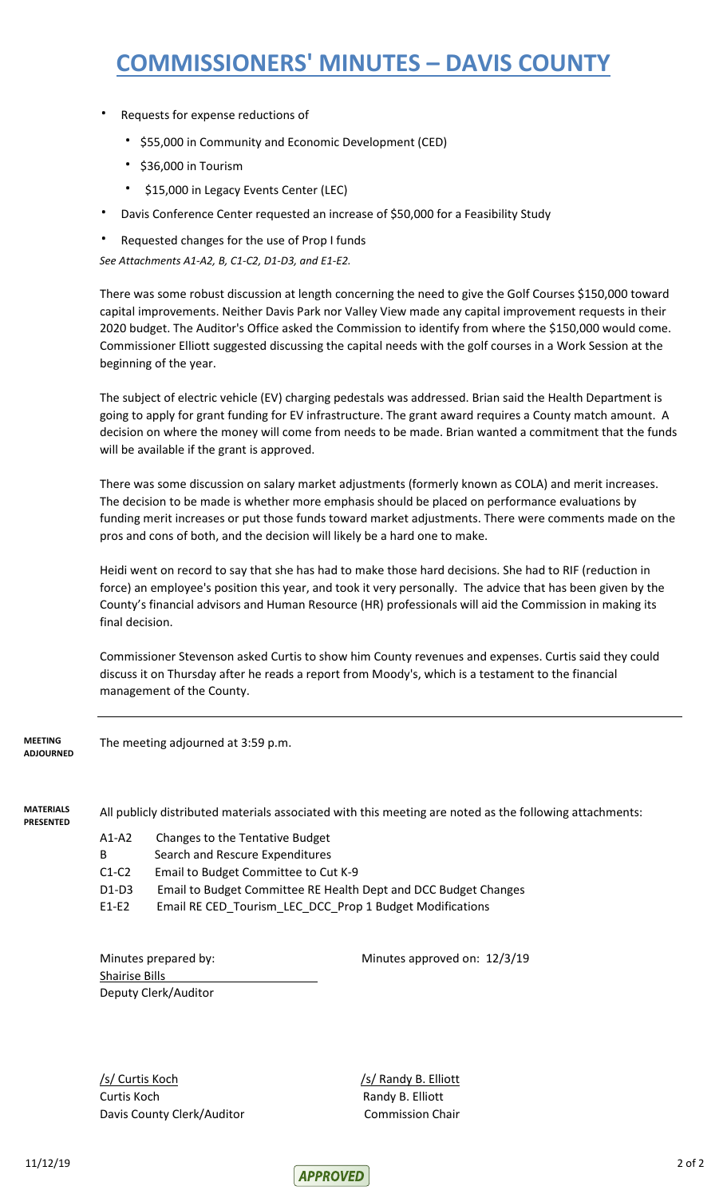# COMMISSIONERS' MINUTES – DAVIS COUNTY

- Requests for expense reductions of
  - $55,000 in Community and Economic Development (CED)
  - $36,000 in Tourism
  - $15,000 in Legacy Events Center (LEC)
- Davis Conference Center requested an increase of $50,000 for a Feasibility Study
- Requested changes for the use of Prop I funds

*See Attachments A1-A2, B, C1-C2, D1-D3, and E1-E2.*

There was some robust discussion at length concerning the need to give the Golf Courses $150,000 toward capital improvements. Neither Davis Park nor Valley View made any capital improvement requests in their 2020 budget. The Auditor's Office asked the Commission to identify from where the $150,000 would come. Commissioner Elliott suggested discussing the capital needs with the golf courses in a Work Session at the beginning of the year.

The subject of electric vehicle (EV) charging pedestals was addressed. Brian said the Health Department is going to apply for grant funding for EV infrastructure. The grant award requires a County match amount. A decision on where the money will come from needs to be made. Brian wanted a commitment that the funds will be available if the grant is approved.

There was some discussion on salary market adjustments (formerly known as COLA) and merit increases. The decision to be made is whether more emphasis should be placed on performance evaluations by funding merit increases or put those funds toward market adjustments. There were comments made on the pros and cons of both, and the decision will likely be a hard one to make.

Heidi went on record to say that she has had to make those hard decisions. She had to RIF (reduction in force) an employee's position this year, and took it very personally. The advice that has been given by the County's financial advisors and Human Resource (HR) professionals will aid the Commission in making its final decision.

Commissioner Stevenson asked Curtis to show him County revenues and expenses. Curtis said they could discuss it on Thursday after he reads a report from Moody's, which is a testament to the financial management of the County.

---

**MEETING ADJOURNED**

The meeting adjourned at 3:59 p.m.

**MATERIALS PRESENTED**

All publicly distributed materials associated with this meeting are noted as the following attachments:

| | |
|---|---|
| A1-A2 | Changes to the Tentative Budget |
| B | Search and Rescure Expenditures |
| C1-C2 | Email to Budget Committee to Cut K-9 |
| D1-D3 | Email to Budget Committee RE Health Dept and DCC Budget Changes |
| E1-E2 | Email RE CED_Tourism_LEC_DCC_Prop 1 Budget Modifications |

Minutes prepared by:
Shairise Bills
Deputy Clerk/Auditor

Minutes approved on: 12/3/19

/s/ Curtis Koch
Curtis Koch
Davis County Clerk/Auditor

/s/ Randy B. Elliott
Randy B. Elliott
Commission Chair

11/12/19

APPROVED